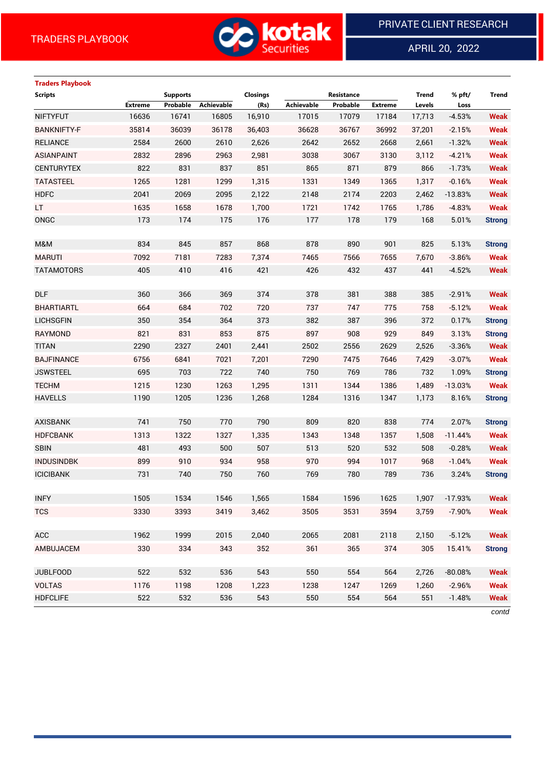TRADERS PLAYBOOK

PRIVATE CLIENT RESEARCH

APRIL 20, 2022

## Traders Playbook

| Scripts | Supports | | | Closings | Resistance | | | Trend | % pft/ | Trend |
|---|---|---|---|---|---|---|---|---|---|---|
| | Extreme | Probable | Achievable | (Rs) | Achievable | Probable | Extreme | Levels | Loss | |
| NIFTYFUT | 16636 | 16741 | 16805 | 16,910 | 17015 | 17079 | 17184 | 17,713 | -4.53% | Weak |
| BANKNIFTY-F | 35814 | 36039 | 36178 | 36,403 | 36628 | 36767 | 36992 | 37,201 | -2.15% | Weak |
| RELIANCE | 2584 | 2600 | 2610 | 2,626 | 2642 | 2652 | 2668 | 2,661 | -1.32% | Weak |
| ASIANPAINT | 2832 | 2896 | 2963 | 2,981 | 3038 | 3067 | 3130 | 3,112 | -4.21% | Weak |
| CENTURYTEX | 822 | 831 | 837 | 851 | 865 | 871 | 879 | 866 | -1.73% | Weak |
| TATASTEEL | 1265 | 1281 | 1299 | 1,315 | 1331 | 1349 | 1365 | 1,317 | -0.16% | Weak |
| HDFC | 2041 | 2069 | 2095 | 2,122 | 2148 | 2174 | 2203 | 2,462 | -13.83% | Weak |
| LT | 1635 | 1658 | 1678 | 1,700 | 1721 | 1742 | 1765 | 1,786 | -4.83% | Weak |
| ONGC | 173 | 174 | 175 | 176 | 177 | 178 | 179 | 168 | 5.01% | Strong |
| | | | | | | | | | | |
| M&M | 834 | 845 | 857 | 868 | 878 | 890 | 901 | 825 | 5.13% | Strong |
| MARUTI | 7092 | 7181 | 7283 | 7,374 | 7465 | 7566 | 7655 | 7,670 | -3.86% | Weak |
| TATAMOTORS | 405 | 410 | 416 | 421 | 426 | 432 | 437 | 441 | -4.52% | Weak |
| | | | | | | | | | | |
| DLF | 360 | 366 | 369 | 374 | 378 | 381 | 388 | 385 | -2.91% | Weak |
| BHARTIARTL | 664 | 684 | 702 | 720 | 737 | 747 | 775 | 758 | -5.12% | Weak |
| LICHSGFIN | 350 | 354 | 364 | 373 | 382 | 387 | 396 | 372 | 0.17% | Strong |
| RAYMOND | 821 | 831 | 853 | 875 | 897 | 908 | 929 | 849 | 3.13% | Strong |
| TITAN | 2290 | 2327 | 2401 | 2,441 | 2502 | 2556 | 2629 | 2,526 | -3.36% | Weak |
| BAJFINANCE | 6756 | 6841 | 7021 | 7,201 | 7290 | 7475 | 7646 | 7,429 | -3.07% | Weak |
| JSWSTEEL | 695 | 703 | 722 | 740 | 750 | 769 | 786 | 732 | 1.09% | Strong |
| TECHM | 1215 | 1230 | 1263 | 1,295 | 1311 | 1344 | 1386 | 1,489 | -13.03% | Weak |
| HAVELLS | 1190 | 1205 | 1236 | 1,268 | 1284 | 1316 | 1347 | 1,173 | 8.16% | Strong |
| | | | | | | | | | | |
| AXISBANK | 741 | 750 | 770 | 790 | 809 | 820 | 838 | 774 | 2.07% | Strong |
| HDFCBANK | 1313 | 1322 | 1327 | 1,335 | 1343 | 1348 | 1357 | 1,508 | -11.44% | Weak |
| SBIN | 481 | 493 | 500 | 507 | 513 | 520 | 532 | 508 | -0.28% | Weak |
| INDUSINDBK | 899 | 910 | 934 | 958 | 970 | 994 | 1017 | 968 | -1.04% | Weak |
| ICICIBANK | 731 | 740 | 750 | 760 | 769 | 780 | 789 | 736 | 3.24% | Strong |
| | | | | | | | | | | |
| INFY | 1505 | 1534 | 1546 | 1,565 | 1584 | 1596 | 1625 | 1,907 | -17.93% | Weak |
| TCS | 3330 | 3393 | 3419 | 3,462 | 3505 | 3531 | 3594 | 3,759 | -7.90% | Weak |
| | | | | | | | | | | |
| ACC | 1962 | 1999 | 2015 | 2,040 | 2065 | 2081 | 2118 | 2,150 | -5.12% | Weak |
| AMBUJACEM | 330 | 334 | 343 | 352 | 361 | 365 | 374 | 305 | 15.41% | Strong |
| | | | | | | | | | | |
| JUBLFOOD | 522 | 532 | 536 | 543 | 550 | 554 | 564 | 2,726 | -80.08% | Weak |
| VOLTAS | 1176 | 1198 | 1208 | 1,223 | 1238 | 1247 | 1269 | 1,260 | -2.96% | Weak |
| HDFCLIFE | 522 | 532 | 536 | 543 | 550 | 554 | 564 | 551 | -1.48% | Weak |

*contd*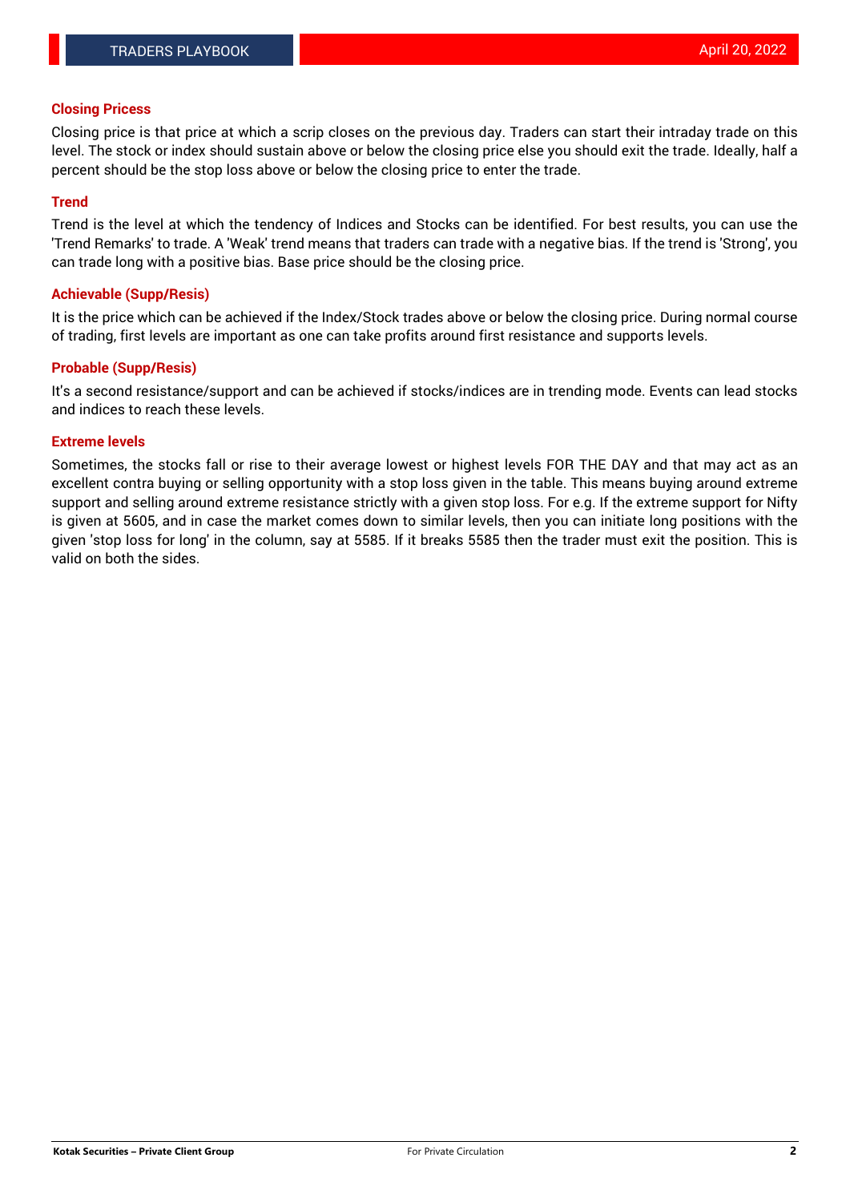## Closing Pricess

Closing price is that price at which a scrip closes on the previous day. Traders can start their intraday trade on this level. The stock or index should sustain above or below the closing price else you should exit the trade. Ideally, half a percent should be the stop loss above or below the closing price to enter the trade.

## Trend

Trend is the level at which the tendency of Indices and Stocks can be identified. For best results, you can use the 'Trend Remarks' to trade. A 'Weak' trend means that traders can trade with a negative bias. If the trend is 'Strong', you can trade long with a positive bias. Base price should be the closing price.

## Achievable (Supp/Resis)

It is the price which can be achieved if the Index/Stock trades above or below the closing price. During normal course of trading, first levels are important as one can take profits around first resistance and supports levels.

## Probable (Supp/Resis)

It's a second resistance/support and can be achieved if stocks/indices are in trending mode. Events can lead stocks and indices to reach these levels.

## Extreme levels

Sometimes, the stocks fall or rise to their average lowest or highest levels FOR THE DAY and that may act as an excellent contra buying or selling opportunity with a stop loss given in the table. This means buying around extreme support and selling around extreme resistance strictly with a given stop loss. For e.g. If the extreme support for Nifty is given at 5605, and in case the market comes down to similar levels, then you can initiate long positions with the given 'stop loss for long' in the column, say at 5585. If it breaks 5585 then the trader must exit the position. This is valid on both the sides.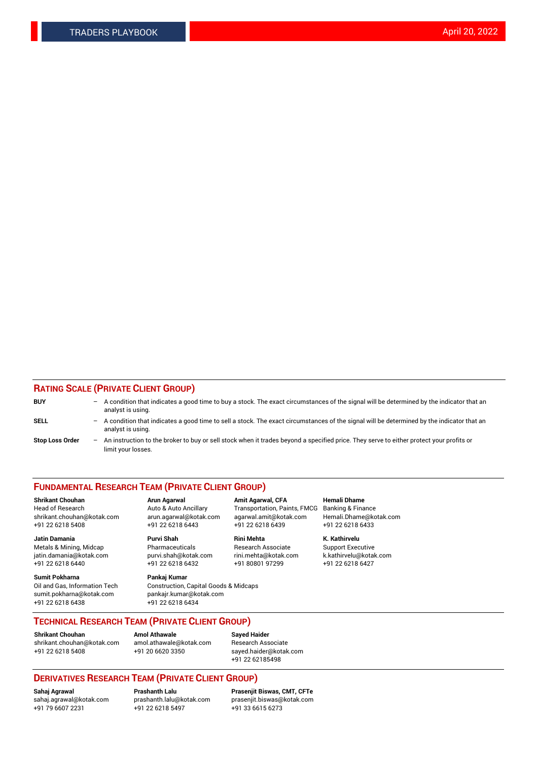## RATING SCALE (PRIVATE CLIENT GROUP)

**BUY** – A condition that indicates a good time to buy a stock. The exact circumstances of the signal will be determined by the indicator that an analyst is using.

**SELL** – A condition that indicates a good time to sell a stock. The exact circumstances of the signal will be determined by the indicator that an analyst is using.

**Stop Loss Order** – An instruction to the broker to buy or sell stock when it trades beyond a specified price. They serve to either protect your profits or limit your losses.

## FUNDAMENTAL RESEARCH TEAM (PRIVATE CLIENT GROUP)

**Shrikant Chouhan**
Head of Research
shrikant.chouhan@kotak.com
+91 22 6218 5408

**Arun Agarwal**
Auto & Auto Ancillary
arun.agarwal@kotak.com
+91 22 6218 6443

**Amit Agarwal, CFA**
Transportation, Paints, FMCG
agarwal.amit@kotak.com
+91 22 6218 6439

**Hemali Dhame**
Banking & Finance
Hemali.Dhame@kotak.com
+91 22 6218 6433

**Jatin Damania**
Metals & Mining, Midcap
jatin.damania@kotak.com
+91 22 6218 6440

**Purvi Shah**
Pharmaceuticals
purvi.shah@kotak.com
+91 22 6218 6432

**Rini Mehta**
Research Associate
rini.mehta@kotak.com
+91 80801 97299

**K. Kathirvelu**
Support Executive
k.kathirvelu@kotak.com
+91 22 6218 6427

**Sumit Pokharna**
Oil and Gas, Information Tech
sumit.pokharna@kotak.com
+91 22 6218 6438

**Pankaj Kumar**
Construction, Capital Goods & Midcaps
pankajr.kumar@kotak.com
+91 22 6218 6434

## TECHNICAL RESEARCH TEAM (PRIVATE CLIENT GROUP)

**Shrikant Chouhan**
shrikant.chouhan@kotak.com
+91 22 6218 5408

**Amol Athawale**
amol.athawale@kotak.com
+91 20 6620 3350

**Sayed Haider**
Research Associate
sayed.haider@kotak.com
+91 22 62185498

## DERIVATIVES RESEARCH TEAM (PRIVATE CLIENT GROUP)

**Sahaj Agrawal**
sahaj.agrawal@kotak.com
+91 79 6607 2231

**Prashanth Lalu**
prashanth.lalu@kotak.com
+91 22 6218 5497

**Prasenjit Biswas, CMT, CFTe**
prasenjit.biswas@kotak.com
+91 33 6615 6273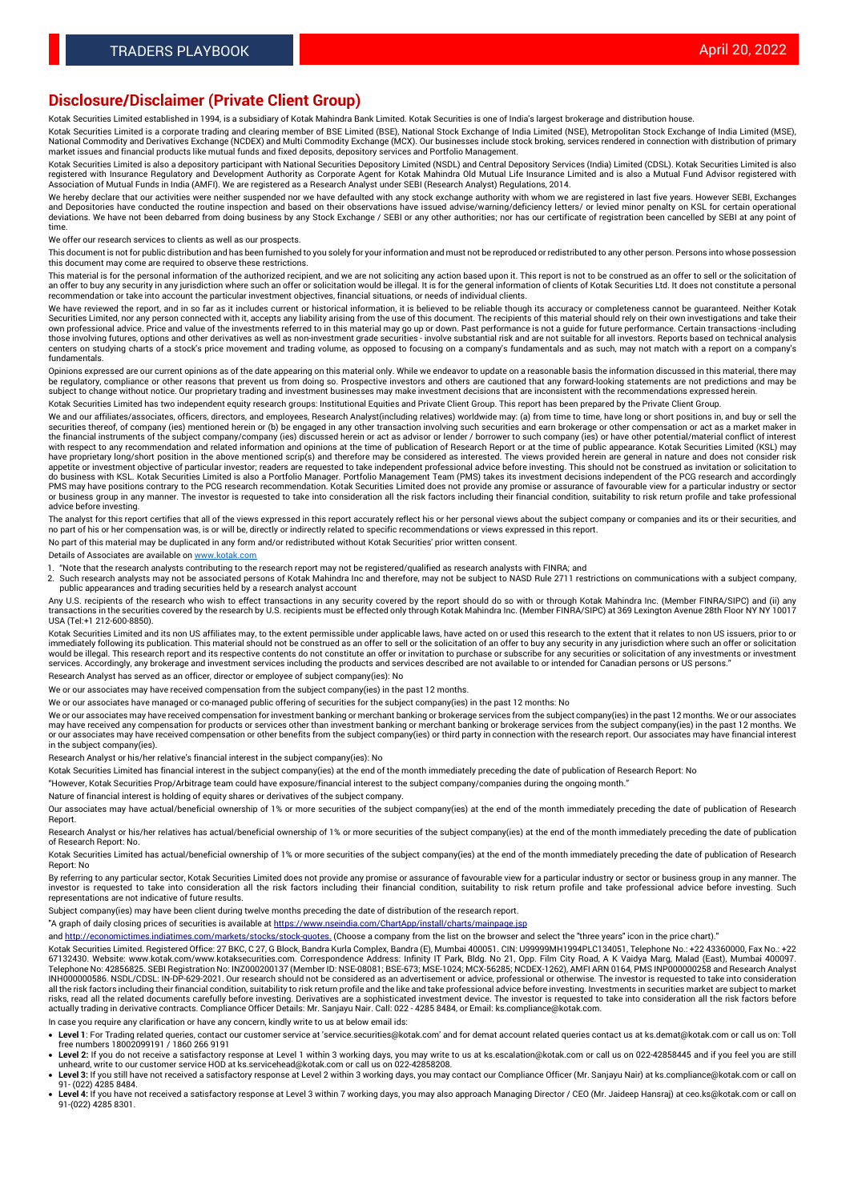## Disclosure/Disclaimer (Private Client Group)

Kotak Securities Limited established in 1994, is a subsidiary of Kotak Mahindra Bank Limited. Kotak Securities is one of India's largest brokerage and distribution house.

Kotak Securities Limited is a corporate trading and clearing member of BSE Limited (BSE), National Stock Exchange of India Limited (NSE), Metropolitan Stock Exchange of India Limited (MSE), National Commodity and Derivatives Exchange (NCDEX) and Multi Commodity Exchange (MCX). Our businesses include stock broking, services rendered in connection with distribution of primary market issues and financial products like mutual funds and fixed deposits, depository services and Portfolio Management.

Kotak Securities Limited is also a depository participant with National Securities Depository Limited (NSDL) and Central Depository Services (India) Limited (CDSL). Kotak Securities Limited is also registered with Insurance Regulatory and Development Authority as Corporate Agent for Kotak Mahindra Old Mutual Life Insurance Limited and is also a Mutual Fund Advisor registered with Association of Mutual Funds in India (AMFI). We are registered as a Research Analyst under SEBI (Research Analyst) Regulations, 2014.

We hereby declare that our activities were neither suspended nor we have defaulted with any stock exchange authority with whom we are registered in last five years. However SEBI, Exchanges and Depositories have conducted the routine inspection and based on their observations have issued advise/warning/deficiency letters/ or levied minor penalty on KSL for certain operational deviations. We have not been debarred from doing business by any Stock Exchange / SEBI or any other authorities; nor has our certificate of registration been cancelled by SEBI at any point of time.

We offer our research services to clients as well as our prospects.

This document is not for public distribution and has been furnished to you solely for your information and must not be reproduced or redistributed to any other person. Persons into whose possession this document may come are required to observe these restrictions.

This material is for the personal information of the authorized recipient, and we are not soliciting any action based upon it. This report is not to be construed as an offer to sell or the solicitation of an offer to buy any security in any jurisdiction where such an offer or solicitation would be illegal. It is for the general information of clients of Kotak Securities Ltd. It does not constitute a personal recommendation or take into account the particular investment objectives, financial situations, or needs of individual clients.

We have reviewed the report, and in so far as it includes current or historical information, it is believed to be reliable though its accuracy or completeness cannot be guaranteed. Neither Kotak Securities Limited, nor any person connected with it, accepts any liability arising from the use of this document. The recipients of this material should rely on their own investigations and take their own professional advice. Price and value of the investments referred to in this material may go up or down. Past performance is not a guide for future performance. Certain transactions -including those involving futures, options and other derivatives as well as non-investment grade securities - involve substantial risk and are not suitable for all investors. Reports based on technical analysis centers on studying charts of a stock's price movement and trading volume, as opposed to focusing on a company's fundamentals and as such, may not match with a report on a company's fundamentals.

Opinions expressed are our current opinions as of the date appearing on this material only. While we endeavor to update on a reasonable basis the information discussed in this material, there may be regulatory, compliance or other reasons that prevent us from doing so. Prospective investors and others are cautioned that any forward-looking statements are not predictions and may be subject to change without notice. Our proprietary trading and investment businesses may make investment decisions that are inconsistent with the recommendations expressed herein.

Kotak Securities Limited has two independent equity research groups: Institutional Equities and Private Client Group. This report has been prepared by the Private Client Group.

We and our affiliates/associates, officers, directors, and employees, Research Analyst(including relatives) worldwide may: (a) from time to time, have long or short positions in, and buy or sell the securities thereof, of company (ies) mentioned herein or (b) be engaged in any other transaction involving such securities and earn brokerage or other compensation or act as a market maker in the financial instruments of the subject company/company (ies) discussed herein or act as advisor or lender / borrower to such company (ies) or have other potential/material conflict of interest with respect to any recommendation and related information and opinions at the time of publication of Research Report or at the time of public appearance. Kotak Securities Limited (KSL) may have proprietary long/short position in the above mentioned scrip(s) and therefore may be considered as interested. The views provided herein are general in nature and does not consider risk appetite or investment objective of particular investor; readers are requested to take independent professional advice before investing. This should not be construed as invitation or solicitation to do business with KSL. Kotak Securities Limited is also a Portfolio Manager. Portfolio Management Team (PMS) takes its investment decisions independent of the PCG research and accordingly PMS may have positions contrary to the PCG research recommendation. Kotak Securities Limited does not provide any promise or assurance of favourable view for a particular industry or sector or business group in any manner. The investor is requested to take into consideration all the risk factors including their financial condition, suitability to risk return profile and take professional advice before investing.

The analyst for this report certifies that all of the views expressed in this report accurately reflect his or her personal views about the subject company or companies and its or their securities, and no part of his or her compensation was, is or will be, directly or indirectly related to specific recommendations or views expressed in this report.

No part of this material may be duplicated in any form and/or redistributed without Kotak Securities' prior written consent.

Details of Associates are available on www.kotak.com

1. "Note that the research analysts contributing to the research report may not be registered/qualified as research analysts with FINRA; and
2. Such research analysts may not be associated persons of Kotak Mahindra Inc and therefore, may not be subject to NASD Rule 2711 restrictions on communications with a subject company, public appearances and trading securities held by a research analyst account

Any U.S. recipients of the research who wish to effect transactions in any security covered by the report should do so with or through Kotak Mahindra Inc. (Member FINRA/SIPC) and (ii) any transactions in the securities covered by the research by U.S. recipients must be effected only through Kotak Mahindra Inc. (Member FINRA/SIPC) at 369 Lexington Avenue 28th Floor NY NY 10017 USA (Tel:+1 212-600-8850).

Kotak Securities Limited and its non US affiliates may, to the extent permissible under applicable laws, have acted on or used this research to the extent that it relates to non US issuers, prior to or immediately following its publication. This material should not be construed as an offer to sell or the solicitation of an offer to buy any security in any jurisdiction where such an offer or solicitation would be illegal. This research report and its respective contents do not constitute an offer or invitation to purchase or subscribe for any securities or solicitation of any investments or investment services. Accordingly, any brokerage and investment services including the products and services described are not available to or intended for Canadian persons or US persons."

Research Analyst has served as an officer, director or employee of subject company(ies): No

We or our associates may have received compensation from the subject company(ies) in the past 12 months.

We or our associates have managed or co-managed public offering of securities for the subject company(ies) in the past 12 months: No

We or our associates may have received compensation for investment banking or merchant banking or brokerage services from the subject company(ies) in the past 12 months. We or our associates may have received any compensation for products or services other than investment banking or merchant banking or brokerage services from the subject company(ies) in the past 12 months. We or our associates may have received compensation or other benefits from the subject company(ies) or third party in connection with the research report. Our associates may have financial interest in the subject company(ies).

Research Analyst or his/her relative's financial interest in the subject company(ies): No

Kotak Securities Limited has financial interest in the subject company(ies) at the end of the month immediately preceding the date of publication of Research Report: No

"However, Kotak Securities Prop/Arbitrage team could have exposure/financial interest to the subject company/companies during the ongoing month."

Nature of financial interest is holding of equity shares or derivatives of the subject company.

Our associates may have actual/beneficial ownership of 1% or more securities of the subject company(ies) at the end of the month immediately preceding the date of publication of Research Report.

Research Analyst or his/her relatives has actual/beneficial ownership of 1% or more securities of the subject company(ies) at the end of the month immediately preceding the date of publication of Research Report: No.

Kotak Securities Limited has actual/beneficial ownership of 1% or more securities of the subject company(ies) at the end of the month immediately preceding the date of publication of Research Report: No

By referring to any particular sector, Kotak Securities Limited does not provide any promise or assurance of favourable view for a particular industry or sector or business group in any manner. The investor is requested to take into consideration all the risk factors including their financial condition, suitability to risk return profile and take professional advice before investing. Such representations are not indicative of future results.

Subject company(ies) may have been client during twelve months preceding the date of distribution of the research report.

"A graph of daily closing prices of securities is available at https://www.nseindia.com/ChartApp/install/charts/mainpage.jsp

and http://economictimes.indiatimes.com/markets/stocks/stock-quotes. (Choose a company from the list on the browser and select the "three years" icon in the price chart)."

Kotak Securities Limited. Registered Office: 27 BKC, C 27, G Block, Bandra Kurla Complex, Bandra (E), Mumbai 400051. CIN: U99999MH1994PLC134051, Telephone No.: +22 43360000, Fax No.: +22 67132430. Website: www.kotak.com/www.kotaksecurities.com. Correspondence Address: Infinity IT Park, Bldg. No 21, Opp. Film City Road, A K Vaidya Marg, Malad (East), Mumbai 400097. Telephone No: 42856825. SEBI Registration No: INZ000200137 (Member ID: NSE-08081; BSE-673; MSE-1024; MCX-56285; NCDEX-1262), AMFI ARN 0164, PMS INP000000258 and Research Analyst INH000000586. NSDL/CDSL: IN-DP-629-2021. Our research should not be considered as an advertisement or advice, professional or otherwise. The investor is requested to take into consideration all the risk factors including their financial condition, suitability to risk return profile and the like and take professional advice before investing. Investments in securities market are subject to market risks, read all the related documents carefully before investing. Derivatives are a sophisticated investment device. The investor is requested to take into consideration all the risk factors before actually trading in derivative contracts. Compliance Officer Details: Mr. Sanjayu Nair. Call: 022 - 4285 8484, or Email: ks.compliance@kotak.com.

In case you require any clarification or have any concern, kindly write to us at below email ids:

- **Level 1**: For Trading related queries, contact our customer service at 'service.securities@kotak.com' and for demat account related queries contact us at ks.demat@kotak.com or call us on: Toll free numbers 18002099191 / 1860 266 9191
- **Level 2:** If you do not receive a satisfactory response at Level 1 within 3 working days, you may write to us at ks.escalation@kotak.com or call us on 022-42858445 and if you feel you are still unheard, write to our customer service HOD at ks.servicehead@kotak.com or call us on 022-42858208.
- **Level 3:** If you still have not received a satisfactory response at Level 2 within 3 working days, you may contact our Compliance Officer (Mr. Sanjayu Nair) at ks.compliance@kotak.com or call on 91- (022) 4285 8484.
- **Level 4:** If you have not received a satisfactory response at Level 3 within 7 working days, you may also approach Managing Director / CEO (Mr. Jaideep Hansraj) at ceo.ks@kotak.com or call on 91-(022) 4285 8301.